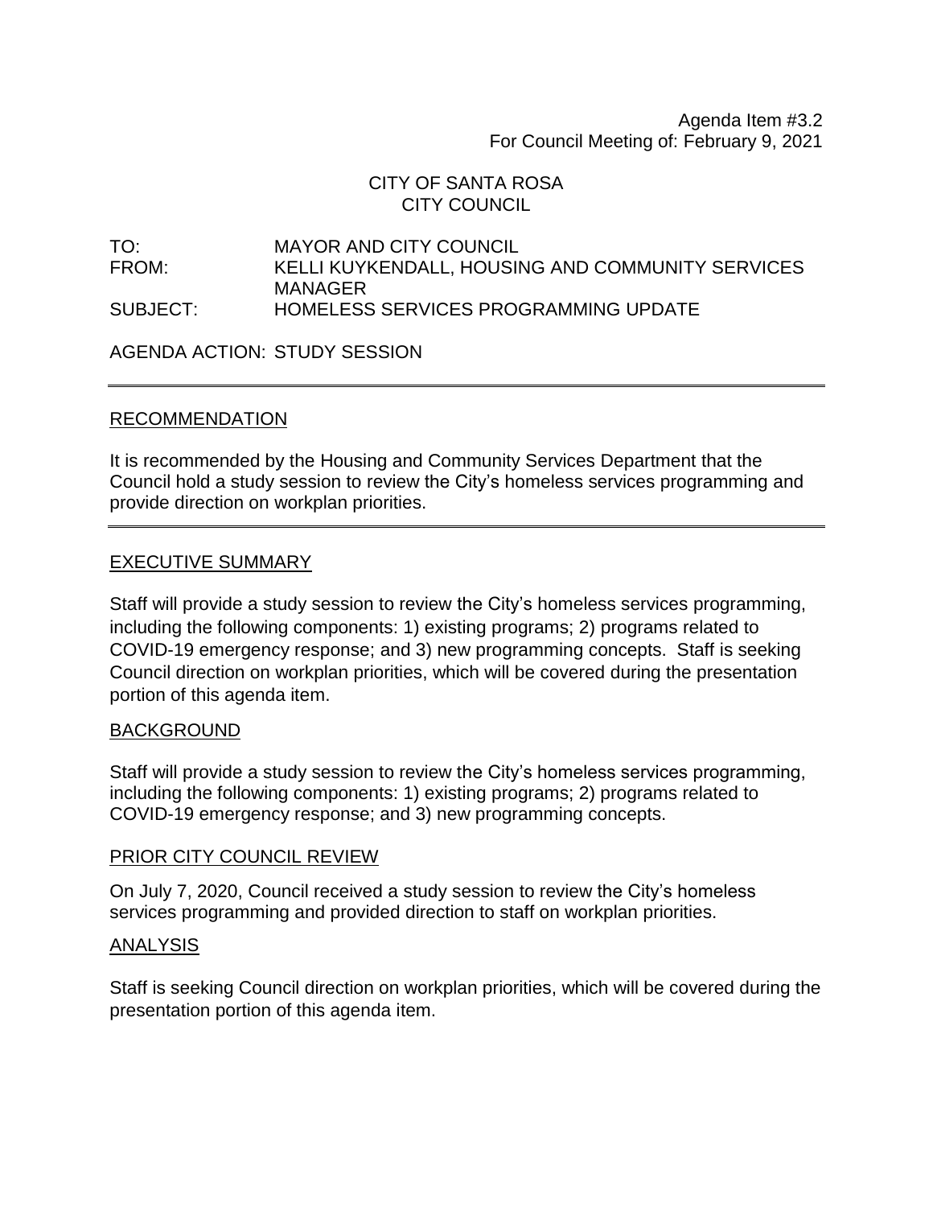Agenda Item #3.2
For Council Meeting of: February 9, 2021

CITY OF SANTA ROSA
CITY COUNCIL

TO: MAYOR AND CITY COUNCIL
FROM: KELLI KUYKENDALL, HOUSING AND COMMUNITY SERVICES MANAGER
SUBJECT: HOMELESS SERVICES PROGRAMMING UPDATE

AGENDA ACTION: STUDY SESSION

---

## RECOMMENDATION

It is recommended by the Housing and Community Services Department that the Council hold a study session to review the City's homeless services programming and provide direction on workplan priorities.

---

## EXECUTIVE SUMMARY

Staff will provide a study session to review the City's homeless services programming, including the following components: 1) existing programs; 2) programs related to COVID-19 emergency response; and 3) new programming concepts. Staff is seeking Council direction on workplan priorities, which will be covered during the presentation portion of this agenda item.

## BACKGROUND

Staff will provide a study session to review the City's homeless services programming, including the following components: 1) existing programs; 2) programs related to COVID-19 emergency response; and 3) new programming concepts.

## PRIOR CITY COUNCIL REVIEW

On July 7, 2020, Council received a study session to review the City's homeless services programming and provided direction to staff on workplan priorities.

## ANALYSIS

Staff is seeking Council direction on workplan priorities, which will be covered during the presentation portion of this agenda item.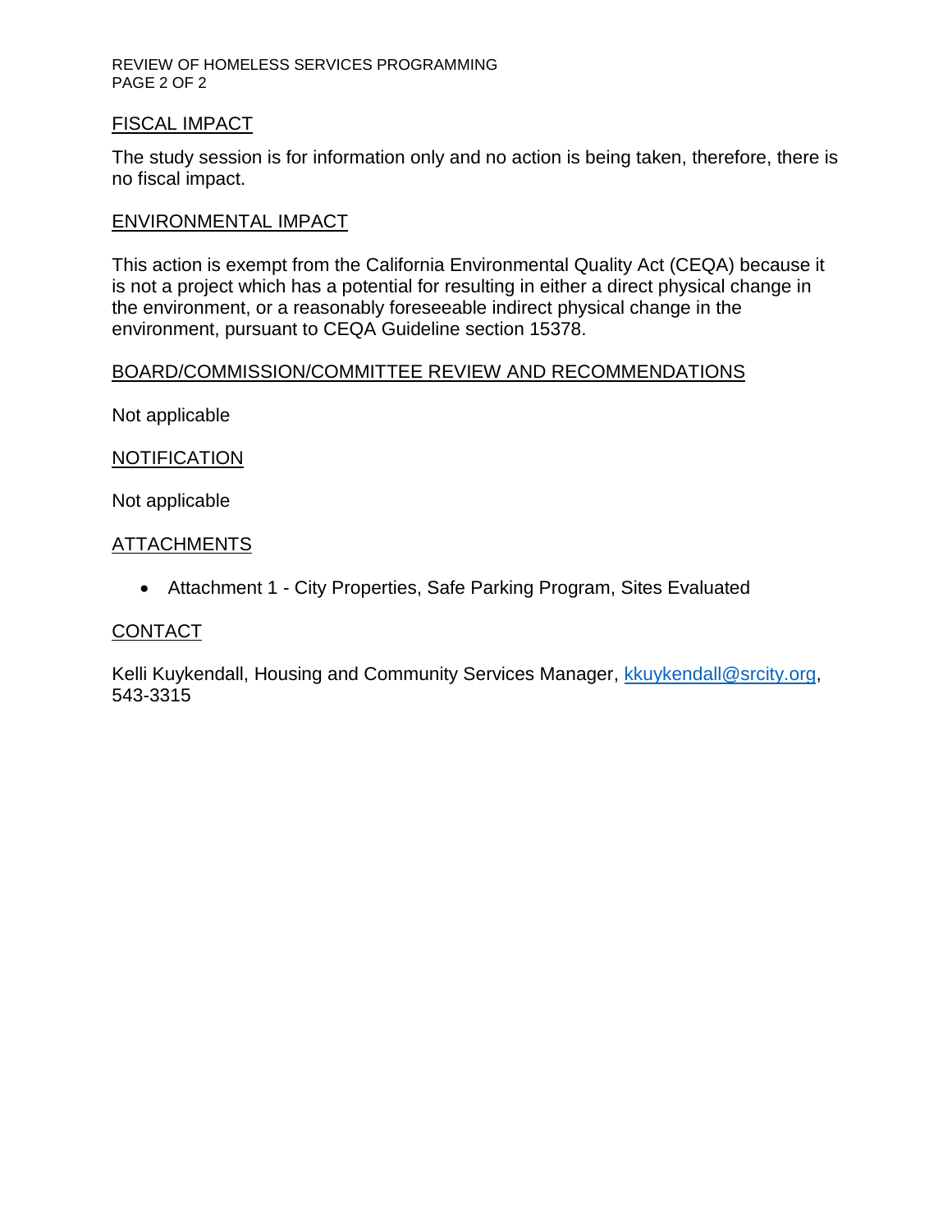## FISCAL IMPACT

The study session is for information only and no action is being taken, therefore, there is no fiscal impact.

## ENVIRONMENTAL IMPACT

This action is exempt from the California Environmental Quality Act (CEQA) because it is not a project which has a potential for resulting in either a direct physical change in the environment, or a reasonably foreseeable indirect physical change in the environment, pursuant to CEQA Guideline section 15378.

## BOARD/COMMISSION/COMMITTEE REVIEW AND RECOMMENDATIONS

Not applicable

## NOTIFICATION

Not applicable

## ATTACHMENTS

- Attachment 1 - City Properties, Safe Parking Program, Sites Evaluated

## CONTACT

Kelli Kuykendall, Housing and Community Services Manager, kkuykendall@srcity.org, 543-3315